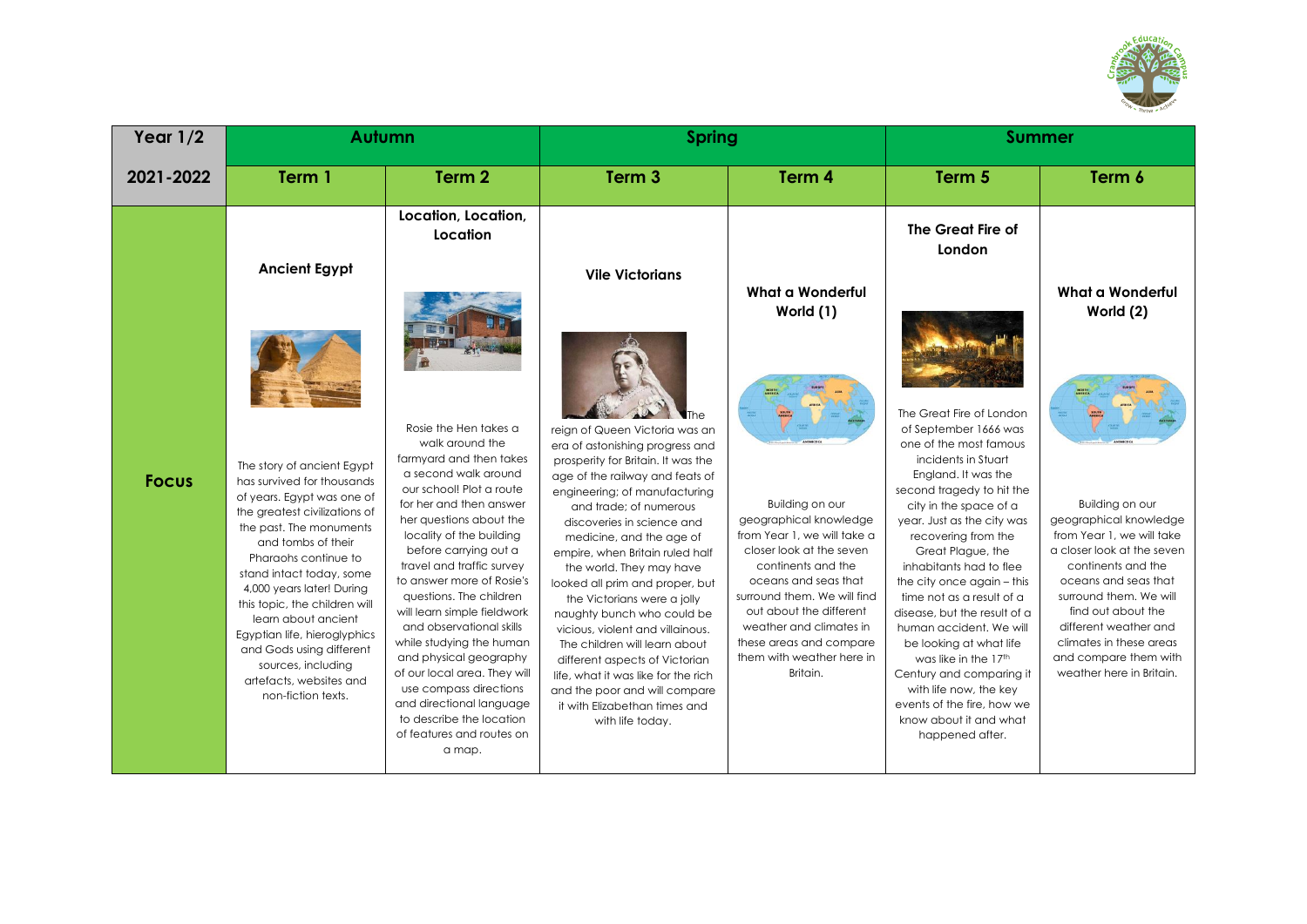| Year 1/2 | Autumn | | Spring | | Summer | |
|---|---|---|---|---|---|---|
| 2021-2022 | Term 1 | Term 2 | Term 3 | Term 4 | Term 5 | Term 6 |
| Focus | **Ancient Egypt** The story of ancient Egypt has survived for thousands of years. Egypt was one of the greatest civilizations of the past. The monuments and tombs of their Pharaohs continue to stand intact today, some 4,000 years later! During this topic, the children will learn about ancient Egyptian life, hieroglyphics and Gods using different sources, including artefacts, websites and non-fiction texts. | **Location, Location, Location** Rosie the Hen takes a walk around the farmyard and then takes a second walk around our school! Plot a route for her and then answer her questions about the locality of the building before carrying out a travel and traffic survey to answer more of Rosie's questions. The children will learn simple fieldwork and observational skills while studying the human and physical geography of our local area. They will use compass directions and directional language to describe the location of features and routes on a map. | **Vile Victorians** The reign of Queen Victoria was an era of astonishing progress and prosperity for Britain. It was the age of the railway and feats of engineering; of manufacturing and trade; of numerous discoveries in science and medicine, and the age of empire, when Britain ruled half the world. They may have looked all prim and proper, but the Victorians were a jolly naughty bunch who could be vicious, violent and villainous. The children will learn about different aspects of Victorian life, what it was like for the rich and the poor and will compare it with Elizabethan times and with life today. | **What a Wonderful World (1)** Building on our geographical knowledge from Year 1, we will take a closer look at the seven continents and the oceans and seas that surround them. We will find out about the different weather and climates in these areas and compare them with weather here in Britain. | **The Great Fire of London** The Great Fire of London of September 1666 was one of the most famous incidents in Stuart England. It was the second tragedy to hit the city in the space of a year. Just as the city was recovering from the Great Plague, the inhabitants had to flee the city once again – this time not as a result of a disease, but the result of a human accident. We will be looking at what life was like in the 17th Century and comparing it with life now, the key events of the fire, how we know about it and what happened after. | **What a Wonderful World (2)** Building on our geographical knowledge from Year 1, we will take a closer look at the seven continents and the oceans and seas that surround them. We will find out about the different weather and climates in these areas and compare them with weather here in Britain. |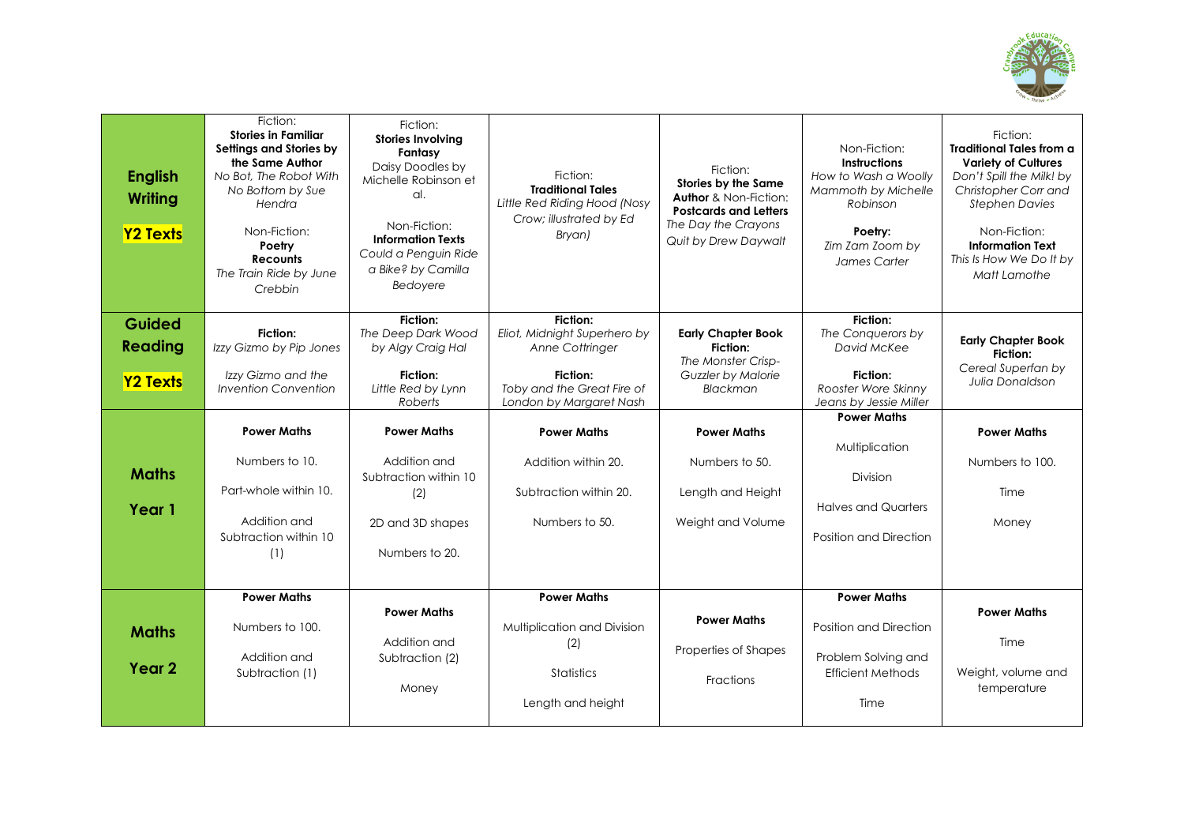| | | | | | | |
|---|---|---|---|---|---|---|
| **English Writing** **Y2 Texts** | Fiction: **Stories in Familiar Settings and Stories by the Same Author** *No Bot, The Robot With No Bottom by Sue Hendra* Non-Fiction: **Poetry** **Recounts** *The Train Ride by June Crebbin* | Fiction: **Stories Involving Fantasy** Daisy Doodles by Michelle Robinson et al. Non-Fiction: **Information Texts** *Could a Penguin Ride a Bike? by Camilla Bedoyere* | Fiction: **Traditional Tales** *Little Red Riding Hood (Nosy Crow; illustrated by Ed Bryan)* | Fiction: **Stories by the Same Author** & Non-Fiction: **Postcards and Letters** *The Day the Crayons Quit by Drew Daywalt* | Non-Fiction: **Instructions** *How to Wash a Woolly Mammoth by Michelle Robinson* **Poetry:** *Zim Zam Zoom by James Carter* | Fiction: **Traditional Tales from a Variety of Cultures** *Don't Spill the Milk! by Christopher Corr and Stephen Davies* Non-Fiction: **Information Text** *This Is How We Do It by Matt Lamothe* |
| **Guided Reading** **Y2 Texts** | **Fiction:** *Izzy Gizmo by Pip Jones* *Izzy Gizmo and the Invention Convention* | **Fiction:** *The Deep Dark Wood by Algy Craig Hal* **Fiction:** *Little Red by Lynn Roberts* | **Fiction:** *Eliot, Midnight Superhero by Anne Cottringer* **Fiction:** *Toby and the Great Fire of London by Margaret Nash* | **Early Chapter Book Fiction:** *The Monster Crisp-Guzzler by Malorie Blackman* | **Fiction:** *The Conquerors by David McKee* **Fiction:** *Rooster Wore Skinny Jeans by Jessie Miller* | **Early Chapter Book Fiction:** *Cereal Superfan by Julia Donaldson* |
| **Maths** **Year 1** | **Power Maths** Numbers to 10. Part-whole within 10. Addition and Subtraction within 10 (1) | **Power Maths** Addition and Subtraction within 10 (2) 2D and 3D shapes Numbers to 20. | **Power Maths** Addition within 20. Subtraction within 20. Numbers to 50. | **Power Maths** Numbers to 50. Length and Height Weight and Volume | **Power Maths** Multiplication Division Halves and Quarters Position and Direction | **Power Maths** Numbers to 100. Time Money |
| **Maths** **Year 2** | **Power Maths** Numbers to 100. Addition and Subtraction (1) | **Power Maths** Addition and Subtraction (2) Money | **Power Maths** Multiplication and Division (2) Statistics Length and height | **Power Maths** Properties of Shapes Fractions | **Power Maths** Position and Direction Problem Solving and Efficient Methods Time | **Power Maths** Time Weight, volume and temperature |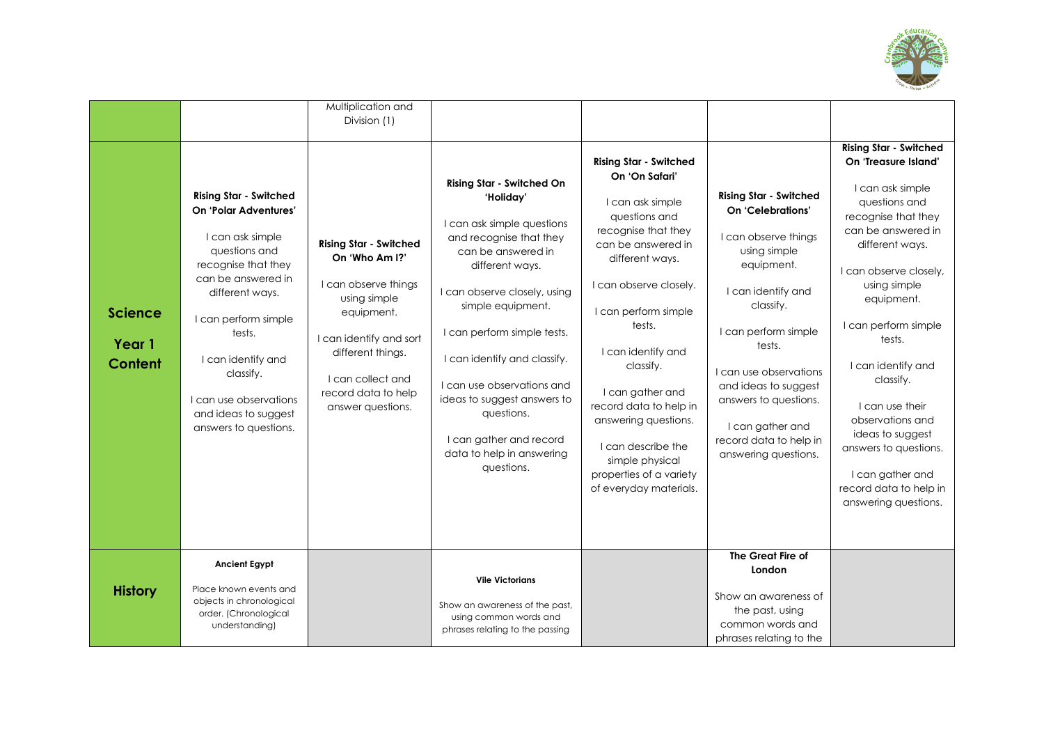| | | | | | | |
|---|---|---|---|---|---|---|
| | | Multiplication and Division (1) | | | | |
| **Science Year 1 Content** | **Rising Star - Switched On 'Polar Adventures'**<br><br>I can ask simple questions and recognise that they can be answered in different ways.<br><br>I can perform simple tests.<br><br>I can identify and classify.<br><br>I can use observations and ideas to suggest answers to questions. | **Rising Star - Switched On 'Who Am I?'**<br><br>I can observe things using simple equipment.<br><br>I can identify and sort different things.<br><br>I can collect and record data to help answer questions. | **Rising Star - Switched On 'Holiday'**<br><br>I can ask simple questions and recognise that they can be answered in different ways.<br><br>I can observe closely, using simple equipment.<br><br>I can perform simple tests.<br><br>I can identify and classify.<br><br>I can use observations and ideas to suggest answers to questions.<br><br>I can gather and record data to help in answering questions. | **Rising Star - Switched On 'On Safari'**<br><br>I can ask simple questions and recognise that they can be answered in different ways.<br><br>I can observe closely.<br><br>I can perform simple tests.<br><br>I can identify and classify.<br><br>I can gather and record data to help in answering questions.<br><br>I can describe the simple physical properties of a variety of everyday materials. | **Rising Star - Switched On 'Celebrations'**<br><br>I can observe things using simple equipment.<br><br>I can identify and classify.<br><br>I can perform simple tests.<br><br>I can use observations and ideas to suggest answers to questions.<br><br>I can gather and record data to help in answering questions. | **Rising Star - Switched On 'Treasure Island'**<br><br>I can ask simple questions and recognise that they can be answered in different ways.<br><br>I can observe closely, using simple equipment.<br><br>I can perform simple tests.<br><br>I can identify and classify.<br><br>I can use their observations and ideas to suggest answers to questions.<br><br>I can gather and record data to help in answering questions. |
| **History** | **Ancient Egypt**<br><br>Place known events and objects in chronological order. (Chronological understanding) | | **Vile Victorians**<br><br>Show an awareness of the past, using common words and phrases relating to the passing | | **The Great Fire of London**<br><br>Show an awareness of the past, using common words and phrases relating to the | |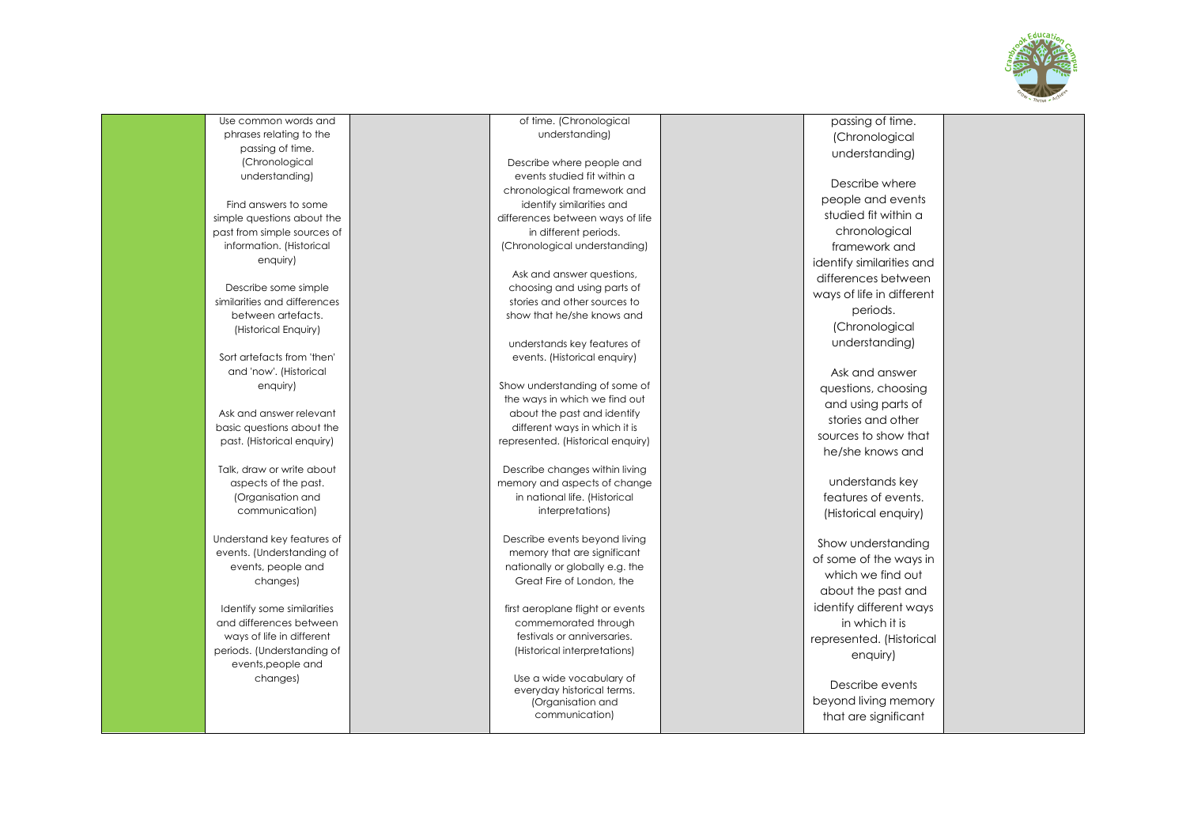|  |  |  |  |  |  |  |
|---|---|---|---|---|---|---|
|  | Use common words and phrases relating to the passing of time. (Chronological understanding)<br><br>Find answers to some simple questions about the past from simple sources of information. (Historical enquiry)<br><br>Describe some simple similarities and differences between artefacts. (Historical Enquiry)<br><br>Sort artefacts from 'then' and 'now'. (Historical enquiry)<br><br>Ask and answer relevant basic questions about the past. (Historical enquiry)<br><br>Talk, draw or write about aspects of the past. (Organisation and communication)<br><br>Understand key features of events. (Understanding of events, people and changes)<br><br>Identify some similarities and differences between ways of life in different periods. (Understanding of events,people and changes) |  | of time. (Chronological understanding)<br><br>Describe where people and events studied fit within a chronological framework and identify similarities and differences between ways of life in different periods. (Chronological understanding)<br><br>Ask and answer questions, choosing and using parts of stories and other sources to show that he/she knows and<br><br>understands key features of events. (Historical enquiry)<br><br>Show understanding of some of the ways in which we find out about the past and identify different ways in which it is represented. (Historical enquiry)<br><br>Describe changes within living memory and aspects of change in national life. (Historical interpretations)<br><br>Describe events beyond living memory that are significant nationally or globally e.g. the Great Fire of London, the<br><br>first aeroplane flight or events commemorated through festivals or anniversaries. (Historical interpretations)<br><br>Use a wide vocabulary of everyday historical terms. (Organisation and communication) |  | passing of time. (Chronological understanding)<br><br>Describe where people and events studied fit within a chronological framework and identify similarities and differences between ways of life in different periods. (Chronological understanding)<br><br>Ask and answer questions, choosing and using parts of stories and other sources to show that he/she knows and<br><br>understands key features of events. (Historical enquiry)<br><br>Show understanding of some of the ways in which we find out about the past and identify different ways in which it is represented. (Historical enquiry)<br><br>Describe events beyond living memory that are significant |  |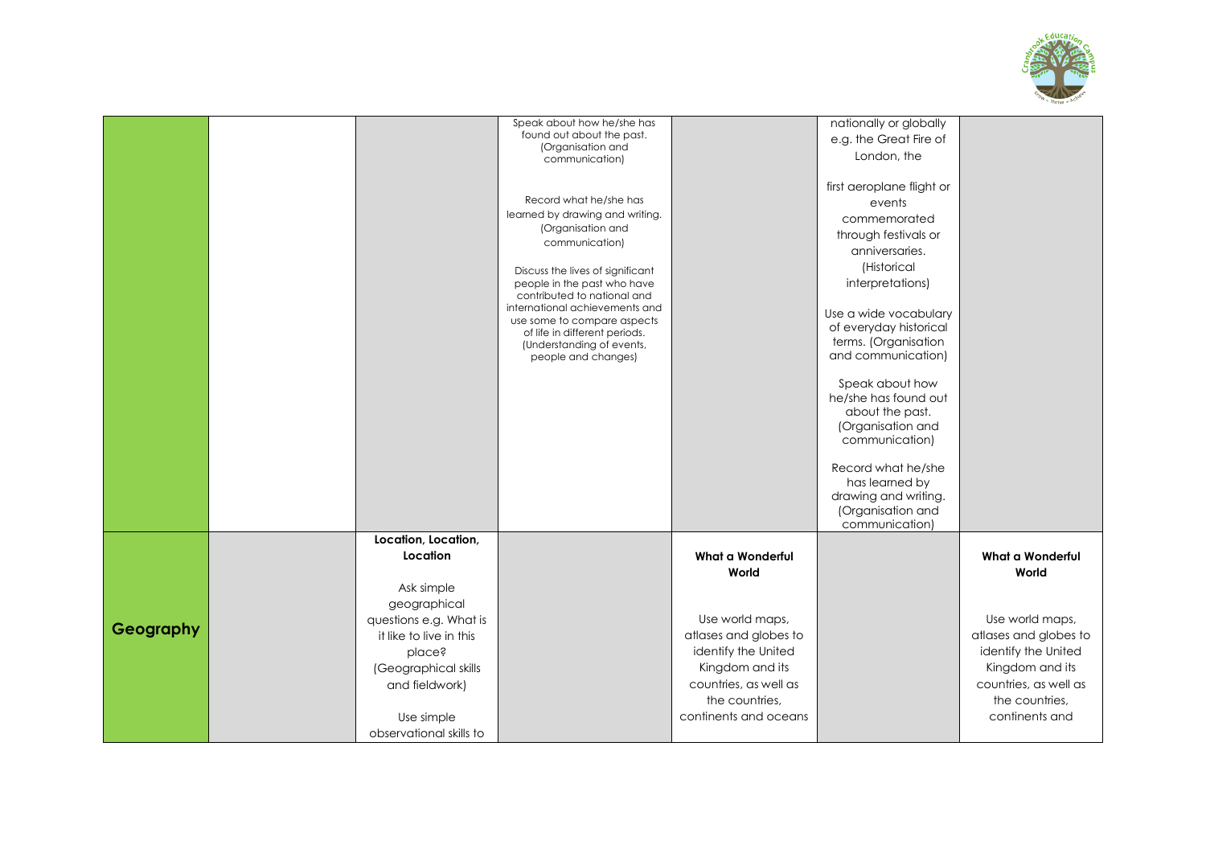| | | | | | | |
|---|---|---|---|---|---|---|
| | | | Speak about how he/she has found out about the past. (Organisation and communication)<br><br>Record what he/she has learned by drawing and writing. (Organisation and communication)<br><br>Discuss the lives of significant people in the past who have contributed to national and international achievements and use some to compare aspects of life in different periods. (Understanding of events, people and changes) | | nationally or globally e.g. the Great Fire of London, the<br><br>first aeroplane flight or events commemorated through festivals or anniversaries. (Historical interpretations)<br><br>Use a wide vocabulary of everyday historical terms. (Organisation and communication)<br><br>Speak about how he/she has found out about the past. (Organisation and communication)<br><br>Record what he/she has learned by drawing and writing. (Organisation and communication) | |
| **Geography** | | **Location, Location, Location**<br><br>Ask simple geographical questions e.g. What is it like to live in this place? (Geographical skills and fieldwork)<br><br>Use simple observational skills to | | **What a Wonderful World**<br><br>Use world maps, atlases and globes to identify the United Kingdom and its countries, as well as the countries, continents and oceans | | **What a Wonderful World**<br><br>Use world maps, atlases and globes to identify the United Kingdom and its countries, as well as the countries, continents and |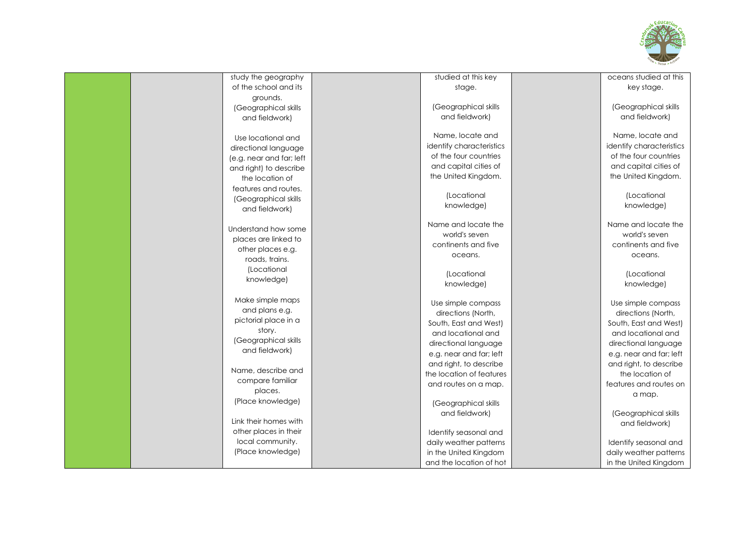| | | | | | | |
|---|---|---|---|---|---|---|
| | | study the geography of the school and its grounds.<br>(Geographical skills and fieldwork)<br><br>Use locational and directional language (e.g. near and far; left and right) to describe the location of features and routes.<br>(Geographical skills and fieldwork)<br><br>Understand how some places are linked to other places e.g. roads, trains.<br>(Locational knowledge)<br><br>Make simple maps and plans e.g. pictorial place in a story.<br>(Geographical skills and fieldwork)<br><br>Name, describe and compare familiar places.<br>(Place knowledge)<br><br>Link their homes with other places in their local community.<br>(Place knowledge) | | studied at this key stage.<br><br>(Geographical skills and fieldwork)<br><br>Name, locate and identify characteristics of the four countries and capital cities of the United Kingdom.<br><br>(Locational knowledge)<br><br>Name and locate the world's seven continents and five oceans.<br><br>(Locational knowledge)<br><br>Use simple compass directions (North, South, East and West) and locational and directional language e.g. near and far; left and right, to describe the location of features and routes on a map.<br><br>(Geographical skills and fieldwork)<br><br>Identify seasonal and daily weather patterns in the United Kingdom and the location of hot | | oceans studied at this key stage.<br><br>(Geographical skills and fieldwork)<br><br>Name, locate and identify characteristics of the four countries and capital cities of the United Kingdom.<br><br>(Locational knowledge)<br><br>Name and locate the world's seven continents and five oceans.<br><br>(Locational knowledge)<br><br>Use simple compass directions (North, South, East and West) and locational and directional language e.g. near and far; left and right, to describe the location of features and routes on a map.<br><br>(Geographical skills and fieldwork)<br><br>Identify seasonal and daily weather patterns in the United Kingdom |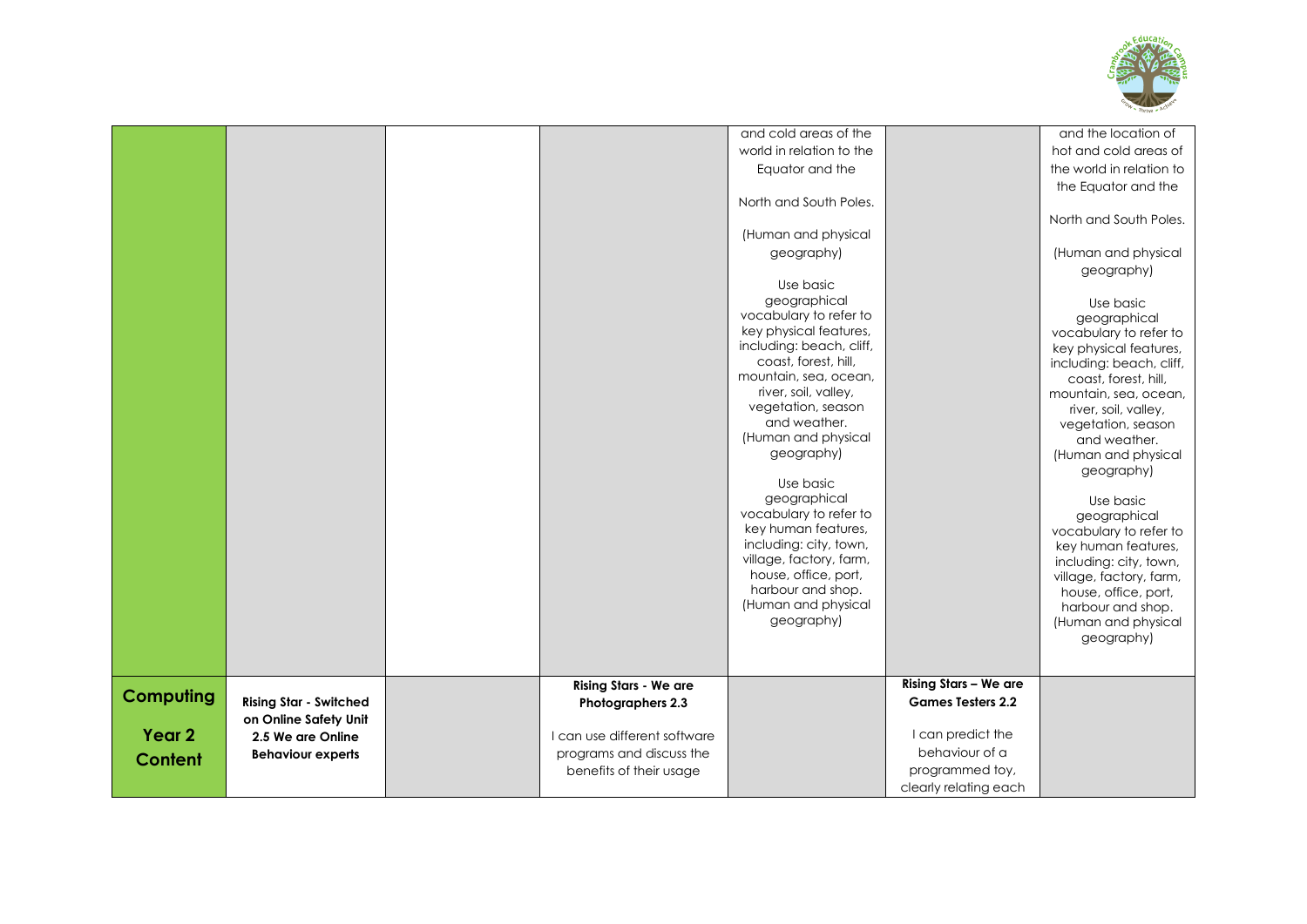| | | | | | | |
|---|---|---|---|---|---|---|
| | | | | and cold areas of the world in relation to the Equator and the North and South Poles. (Human and physical geography) Use basic geographical vocabulary to refer to key physical features, including: beach, cliff, coast, forest, hill, mountain, sea, ocean, river, soil, valley, vegetation, season and weather. (Human and physical geography) Use basic geographical vocabulary to refer to key human features, including: city, town, village, factory, farm, house, office, port, harbour and shop. (Human and physical geography) | | and the location of hot and cold areas of the world in relation to the Equator and the North and South Poles. (Human and physical geography) Use basic geographical vocabulary to refer to key physical features, including: beach, cliff, coast, forest, hill, mountain, sea, ocean, river, soil, valley, vegetation, season and weather. (Human and physical geography) Use basic geographical vocabulary to refer to key human features, including: city, town, village, factory, farm, house, office, port, harbour and shop. (Human and physical geography) |
| **Computing Year 2 Content** | **Rising Star - Switched on Online Safety Unit 2.5 We are Online Behaviour experts** | | **Rising Stars - We are Photographers 2.3** I can use different software programs and discuss the benefits of their usage | | **Rising Stars – We are Games Testers 2.2** I can predict the behaviour of a programmed toy, clearly relating each | |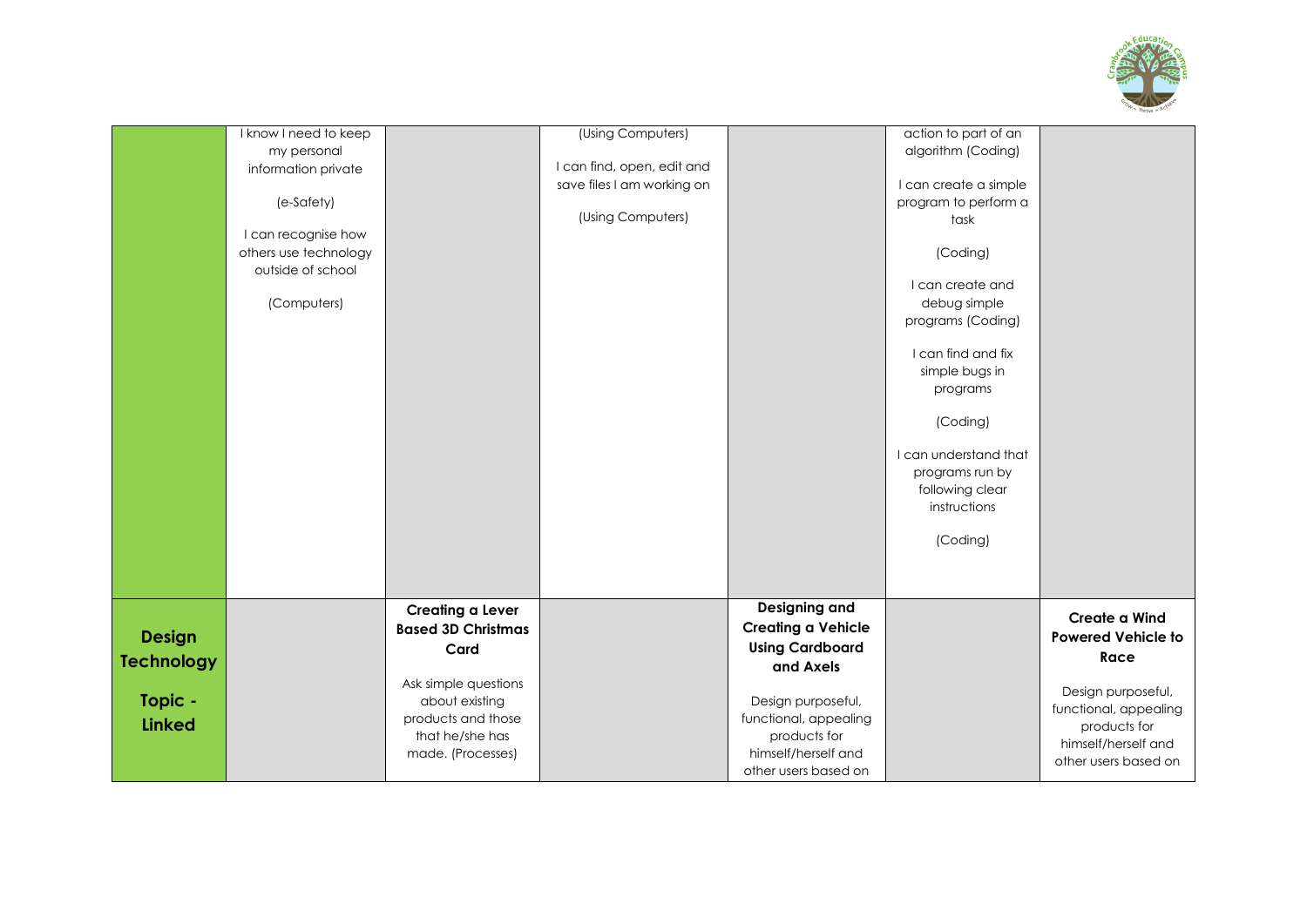| | | | | | | |
|---|---|---|---|---|---|---|
| | I know I need to keep my personal information private (e-Safety) I can recognise how others use technology outside of school (Computers) | | (Using Computers) I can find, open, edit and save files I am working on (Using Computers) | | action to part of an algorithm (Coding) I can create a simple program to perform a task (Coding) I can create and debug simple programs (Coding) I can find and fix simple bugs in programs (Coding) I can understand that programs run by following clear instructions (Coding) | |
| **Design Technology Topic - Linked** | | **Creating a Lever Based 3D Christmas Card** Ask simple questions about existing products and those that he/she has made. (Processes) | | **Designing and Creating a Vehicle Using Cardboard and Axels** Design purposeful, functional, appealing products for himself/herself and other users based on | | **Create a Wind Powered Vehicle to Race** Design purposeful, functional, appealing products for himself/herself and other users based on |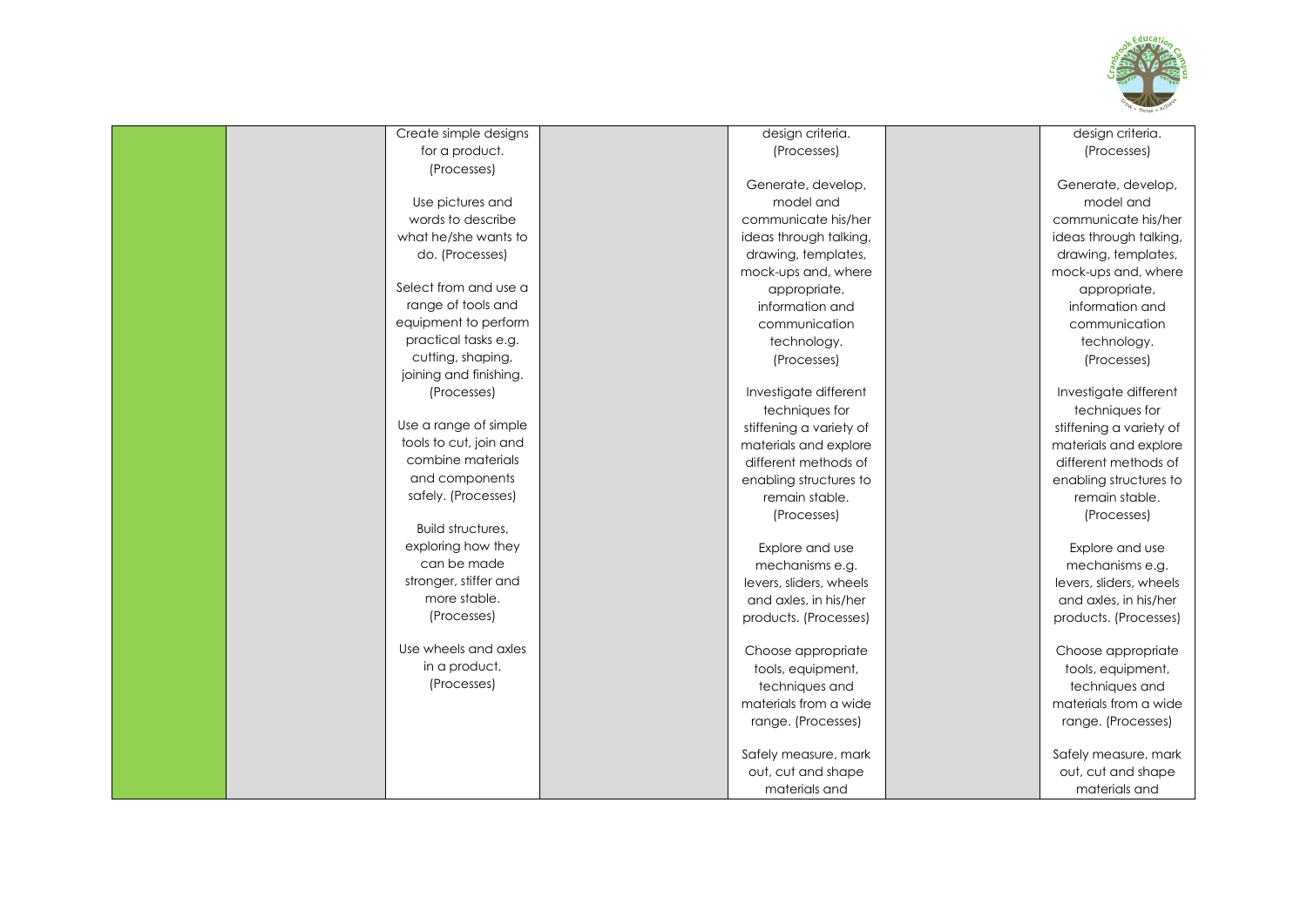|  |  |  |  |  |  |  |
|---|---|---|---|---|---|---|
|  |  | Create simple designs for a product. (Processes)<br><br>Use pictures and words to describe what he/she wants to do. (Processes)<br><br>Select from and use a range of tools and equipment to perform practical tasks e.g. cutting, shaping, joining and finishing. (Processes)<br><br>Use a range of simple tools to cut, join and combine materials and components safely. (Processes)<br><br>Build structures, exploring how they can be made stronger, stiffer and more stable. (Processes)<br><br>Use wheels and axles in a product. (Processes) |  | design criteria. (Processes)<br><br>Generate, develop, model and communicate his/her ideas through talking, drawing, templates, mock-ups and, where appropriate, information and communication technology. (Processes)<br><br>Investigate different techniques for stiffening a variety of materials and explore different methods of enabling structures to remain stable. (Processes)<br><br>Explore and use mechanisms e.g. levers, sliders, wheels and axles, in his/her products. (Processes)<br><br>Choose appropriate tools, equipment, techniques and materials from a wide range. (Processes)<br><br>Safely measure, mark out, cut and shape materials and |  | design criteria. (Processes)<br><br>Generate, develop, model and communicate his/her ideas through talking, drawing, templates, mock-ups and, where appropriate, information and communication technology. (Processes)<br><br>Investigate different techniques for stiffening a variety of materials and explore different methods of enabling structures to remain stable. (Processes)<br><br>Explore and use mechanisms e.g. levers, sliders, wheels and axles, in his/her products. (Processes)<br><br>Choose appropriate tools, equipment, techniques and materials from a wide range. (Processes)<br><br>Safely measure, mark out, cut and shape materials and |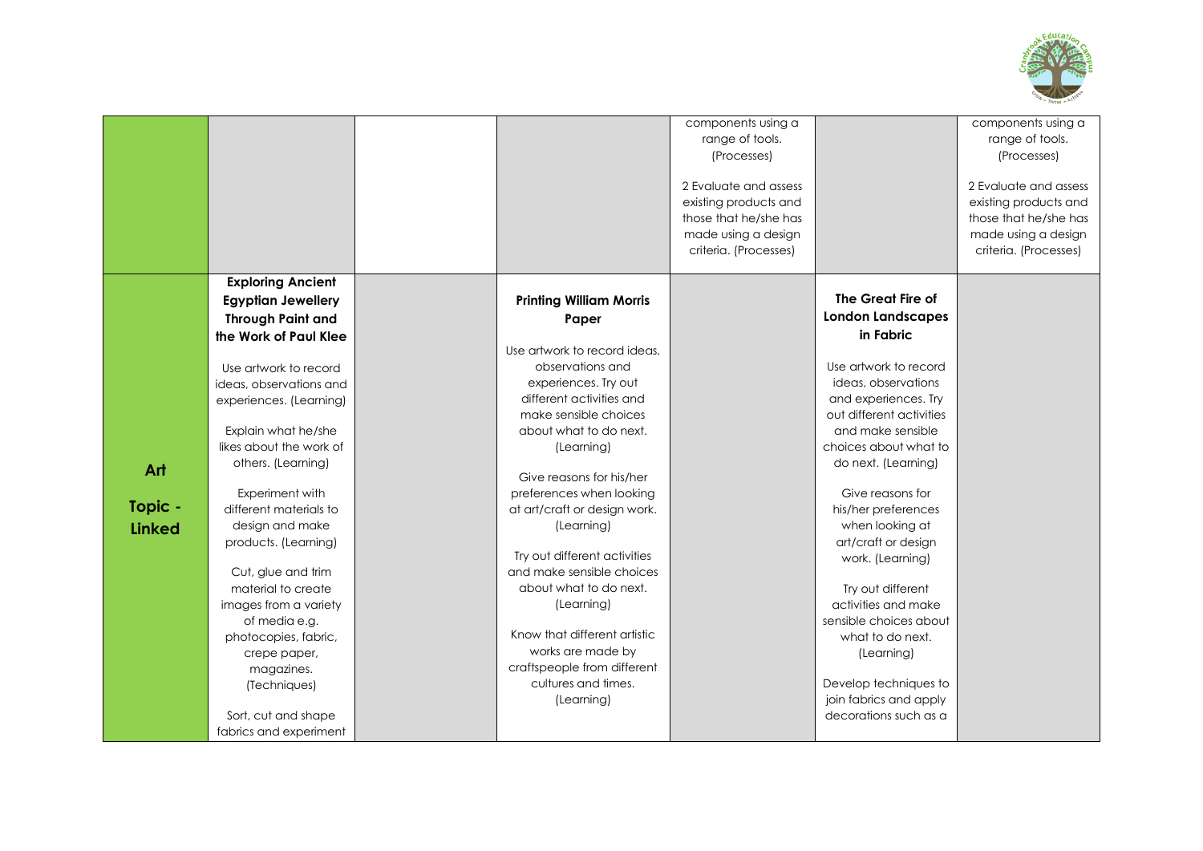| | | | | | | |
|---|---|---|---|---|---|---|
| | | | | components using a range of tools. (Processes)<br><br>2 Evaluate and assess existing products and those that he/she has made using a design criteria. (Processes) | | components using a range of tools. (Processes)<br><br>2 Evaluate and assess existing products and those that he/she has made using a design criteria. (Processes) |
| **Art Topic - Linked** | **Exploring Ancient Egyptian Jewellery Through Paint and the Work of Paul Klee**<br><br>Use artwork to record ideas, observations and experiences. (Learning)<br><br>Explain what he/she likes about the work of others. (Learning)<br><br>Experiment with different materials to design and make products. (Learning)<br><br>Cut, glue and trim material to create images from a variety of media e.g. photocopies, fabric, crepe paper, magazines. (Techniques)<br><br>Sort, cut and shape fabrics and experiment | | **Printing William Morris Paper**<br><br>Use artwork to record ideas, observations and experiences. Try out different activities and make sensible choices about what to do next. (Learning)<br><br>Give reasons for his/her preferences when looking at art/craft or design work. (Learning)<br><br>Try out different activities and make sensible choices about what to do next. (Learning)<br><br>Know that different artistic works are made by craftspeople from different cultures and times. (Learning) | | **The Great Fire of London Landscapes in Fabric**<br><br>Use artwork to record ideas, observations and experiences. Try out different activities and make sensible choices about what to do next. (Learning)<br><br>Give reasons for his/her preferences when looking at art/craft or design work. (Learning)<br><br>Try out different activities and make sensible choices about what to do next. (Learning)<br><br>Develop techniques to join fabrics and apply decorations such as a | |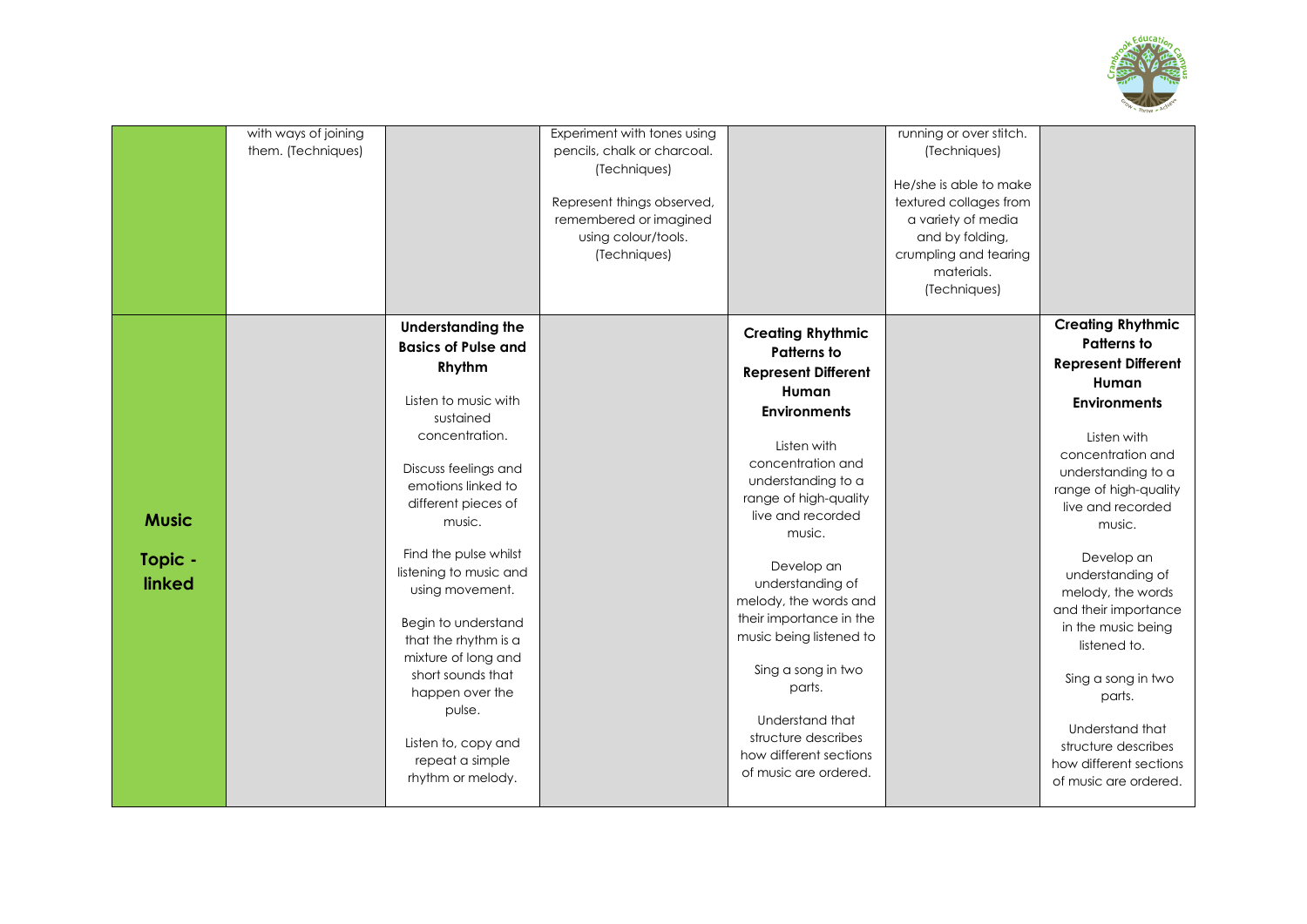|  |  |  |  |  |  |  |
| --- | --- | --- | --- | --- | --- | --- |
|  | with ways of joining them. (Techniques) |  | Experiment with tones using pencils, chalk or charcoal. (Techniques)<br><br>Represent things observed, remembered or imagined using colour/tools. (Techniques) |  | running or over stitch. (Techniques)<br><br>He/she is able to make textured collages from a variety of media and by folding, crumpling and tearing materials. (Techniques) |  |
| **Music**<br><br>**Topic - linked** |  | **Understanding the Basics of Pulse and Rhythm**<br><br>Listen to music with sustained concentration.<br><br>Discuss feelings and emotions linked to different pieces of music.<br><br>Find the pulse whilst listening to music and using movement.<br><br>Begin to understand that the rhythm is a mixture of long and short sounds that happen over the pulse.<br><br>Listen to, copy and repeat a simple rhythm or melody. |  | **Creating Rhythmic Patterns to Represent Different Human Environments**<br><br>Listen with concentration and understanding to a range of high-quality live and recorded music.<br><br>Develop an understanding of melody, the words and their importance in the music being listened to<br><br>Sing a song in two parts.<br><br>Understand that structure describes how different sections of music are ordered. |  | **Creating Rhythmic Patterns to Represent Different Human Environments**<br><br>Listen with concentration and understanding to a range of high-quality live and recorded music.<br><br>Develop an understanding of melody, the words and their importance in the music being listened to.<br><br>Sing a song in two parts.<br><br>Understand that structure describes how different sections of music are ordered. |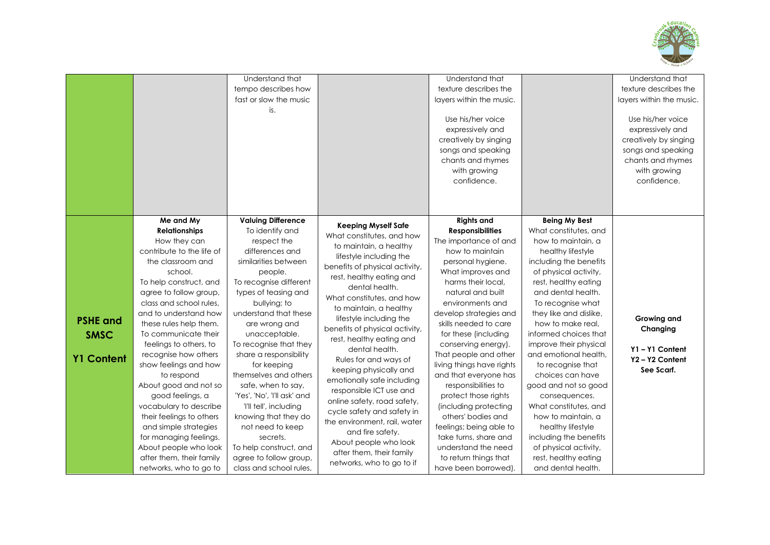|  |  |  |  |  |  |  |
| --- | --- | --- | --- | --- | --- | --- |
|  |  | Understand that tempo describes how fast or slow the music is. |  | Understand that texture describes the layers within the music.<br><br>Use his/her voice expressively and creatively by singing songs and speaking chants and rhymes with growing confidence. |  | Understand that texture describes the layers within the music.<br><br>Use his/her voice expressively and creatively by singing songs and speaking chants and rhymes with growing confidence. |
| **PSHE and SMSC**<br><br>**Y1 Content** | **Me and My Relationships**<br>How they can contribute to the life of the classroom and school.<br>To help construct, and agree to follow group, class and school rules, and to understand how these rules help them.<br>To communicate their feelings to others, to recognise how others show feelings and how to respond<br>About good and not so good feelings, a vocabulary to describe their feelings to others and simple strategies for managing feelings.<br>About people who look after them, their family networks, who to go to | **Valuing Difference**<br>To identify and respect the differences and similarities between people.<br>To recognise different types of teasing and bullying; to understand that these are wrong and unacceptable.<br>To recognise that they share a responsibility for keeping themselves and others safe, when to say, 'Yes', 'No', 'I'll ask' and 'I'll tell', including knowing that they do not need to keep secrets.<br>To help construct, and agree to follow group, class and school rules, | **Keeping Myself Safe**<br>What constitutes, and how to maintain, a healthy lifestyle including the benefits of physical activity, rest, healthy eating and dental health.<br>What constitutes, and how to maintain, a healthy lifestyle including the benefits of physical activity, rest, healthy eating and dental health.<br>Rules for and ways of keeping physically and emotionally safe including responsible ICT use and online safety, road safety, cycle safety and safety in the environment, rail, water and fire safety.<br>About people who look after them, their family networks, who to go to if | **Rights and Responsibilities**<br>The importance of and how to maintain personal hygiene.<br>What improves and harms their local, natural and built environments and develop strategies and skills needed to care for these (including conserving energy).<br>That people and other living things have rights and that everyone has responsibilities to protect those rights (including protecting others' bodies and feelings; being able to take turns, share and understand the need to return things that have been borrowed). | **Being My Best**<br>What constitutes, and how to maintain, a healthy lifestyle including the benefits of physical activity, rest, healthy eating and dental health.<br>To recognise what they like and dislike, how to make real, informed choices that improve their physical and emotional health, to recognise that choices can have good and not so good consequences.<br>What constitutes, and how to maintain, a healthy lifestyle including the benefits of physical activity, rest, healthy eating and dental health. | **Growing and Changing**<br><br>**Y1 – Y1 Content**<br>**Y2 – Y2 Content**<br>**See Scarf.** |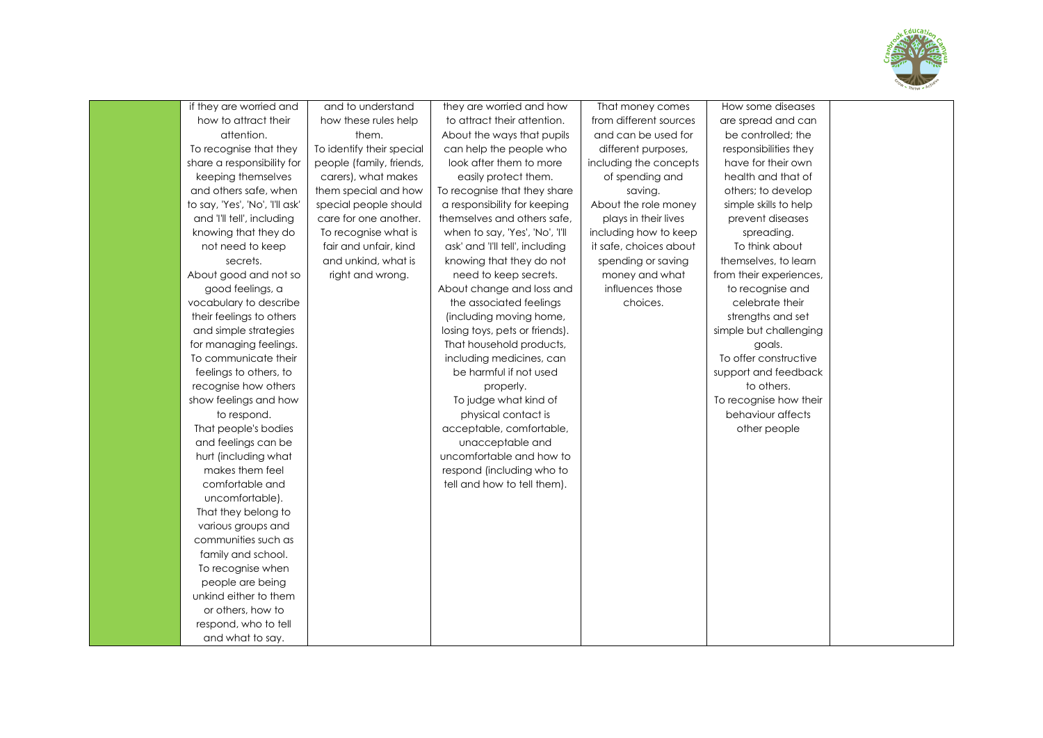| | | | | | | |
|---|---|---|---|---|---|---|
| | if they are worried and how to attract their attention.<br>To recognise that they share a responsibility for keeping themselves and others safe, when to say, 'Yes', 'No', 'I'll ask' and 'I'll tell', including knowing that they do not need to keep secrets.<br>About good and not so good feelings, a vocabulary to describe their feelings to others and simple strategies for managing feelings.<br>To communicate their feelings to others, to recognise how others show feelings and how to respond.<br>That people's bodies and feelings can be hurt (including what makes them feel comfortable and uncomfortable).<br>That they belong to various groups and communities such as family and school.<br>To recognise when people are being unkind either to them or others, how to respond, who to tell and what to say. | and to understand how these rules help them.<br>To identify their special people (family, friends, carers), what makes them special and how special people should care for one another.<br>To recognise what is fair and unfair, kind and unkind, what is right and wrong. | they are worried and how to attract their attention.<br>About the ways that pupils can help the people who look after them to more easily protect them.<br>To recognise that they share a responsibility for keeping themselves and others safe, when to say, 'Yes', 'No', 'I'll ask' and 'I'll tell', including knowing that they do not need to keep secrets.<br>About change and loss and the associated feelings (including moving home, losing toys, pets or friends).<br>That household products, including medicines, can be harmful if not used properly.<br>To judge what kind of physical contact is acceptable, comfortable, unacceptable and uncomfortable and how to respond (including who to tell and how to tell them). | That money comes from different sources and can be used for different purposes, including the concepts of spending and saving.<br>About the role money plays in their lives including how to keep it safe, choices about spending or saving money and what influences those choices. | How some diseases are spread and can be controlled; the responsibilities they have for their own health and that of others; to develop simple skills to help prevent diseases spreading.<br>To think about themselves, to learn from their experiences, to recognise and celebrate their strengths and set simple but challenging goals.<br>To offer constructive support and feedback to others.<br>To recognise how their behaviour affects other people | |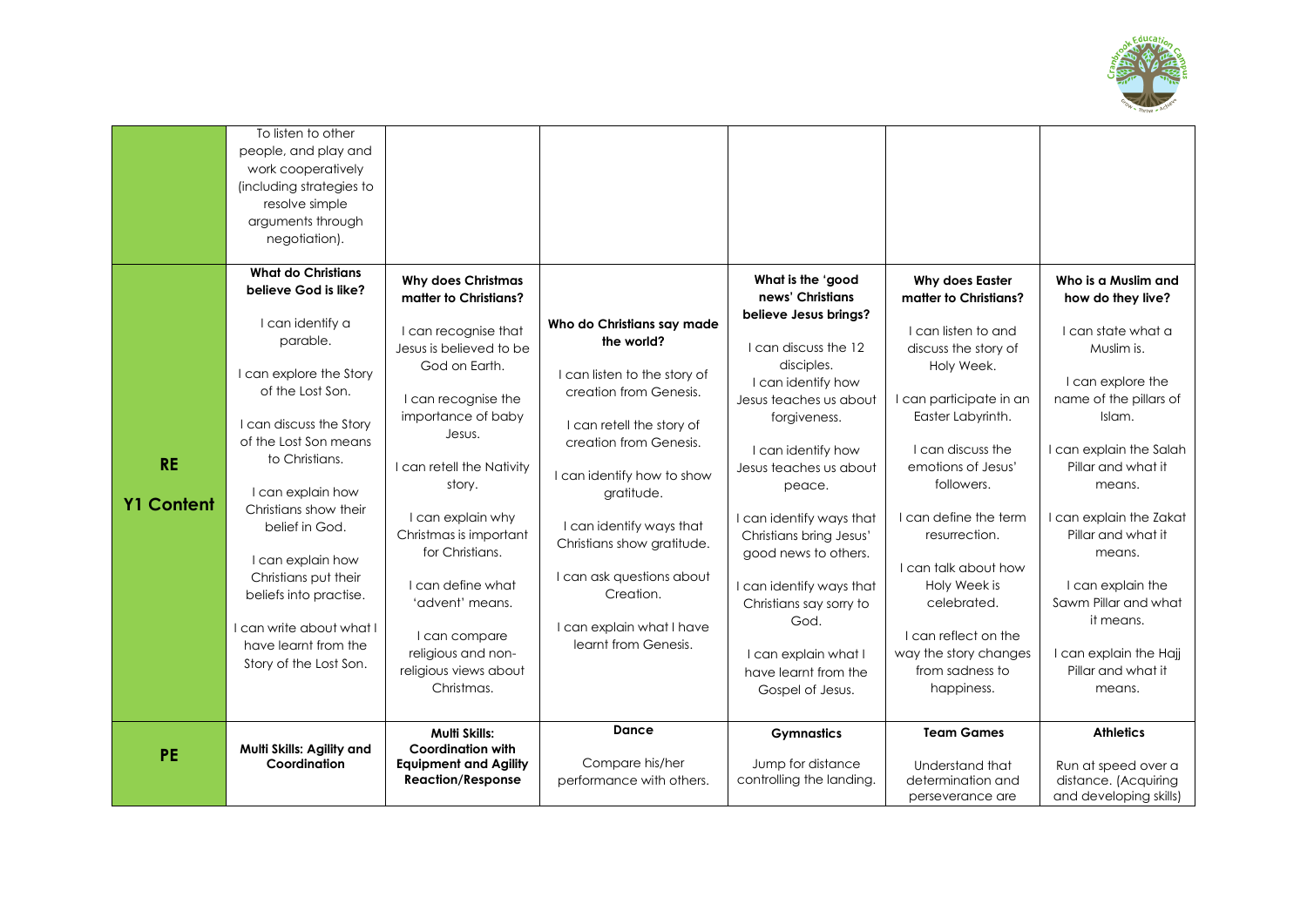| | | | | | | |
|---|---|---|---|---|---|---|
| | To listen to other people, and play and work cooperatively (including strategies to resolve simple arguments through negotiation). | | | | | |
| **RE**<br>**Y1 Content** | **What do Christians believe God is like?**<br><br>I can identify a parable.<br><br>I can explore the Story of the Lost Son.<br><br>I can discuss the Story of the Lost Son means to Christians.<br><br>I can explain how Christians show their belief in God.<br><br>I can explain how Christians put their beliefs into practise.<br><br>I can write about what I have learnt from the Story of the Lost Son. | **Why does Christmas matter to Christians?**<br><br>I can recognise that Jesus is believed to be God on Earth.<br><br>I can recognise the importance of baby Jesus.<br><br>I can retell the Nativity story.<br><br>I can explain why Christmas is important for Christians.<br><br>I can define what 'advent' means.<br><br>I can compare religious and non-religious views about Christmas. | **Who do Christians say made the world?**<br><br>I can listen to the story of creation from Genesis.<br><br>I can retell the story of creation from Genesis.<br><br>I can identify how to show gratitude.<br><br>I can identify ways that Christians show gratitude.<br><br>I can ask questions about Creation.<br><br>I can explain what I have learnt from Genesis. | **What is the 'good news' Christians believe Jesus brings?**<br><br>I can discuss the 12 disciples.<br>I can identify how Jesus teaches us about forgiveness.<br><br>I can identify how Jesus teaches us about peace.<br><br>I can identify ways that Christians bring Jesus' good news to others.<br><br>I can identify ways that Christians say sorry to God.<br><br>I can explain what I have learnt from the Gospel of Jesus. | **Why does Easter matter to Christians?**<br><br>I can listen to and discuss the story of Holy Week.<br><br>I can participate in an Easter Labyrinth.<br><br>I can discuss the emotions of Jesus' followers.<br><br>I can define the term resurrection.<br><br>I can talk about how Holy Week is celebrated.<br><br>I can reflect on the way the story changes from sadness to happiness. | **Who is a Muslim and how do they live?**<br><br>I can state what a Muslim is.<br><br>I can explore the name of the pillars of Islam.<br><br>I can explain the Salah Pillar and what it means.<br><br>I can explain the Zakat Pillar and what it means.<br><br>I can explain the Sawm Pillar and what it means.<br><br>I can explain the Hajj Pillar and what it means. |
| **PE** | **Multi Skills: Agility and Coordination** | **Multi Skills: Coordination with Equipment and Agility Reaction/Response** | **Dance**<br><br>Compare his/her performance with others. | **Gymnastics**<br><br>Jump for distance controlling the landing. | **Team Games**<br><br>Understand that determination and perseverance are | **Athletics**<br><br>Run at speed over a distance. (Acquiring and developing skills) |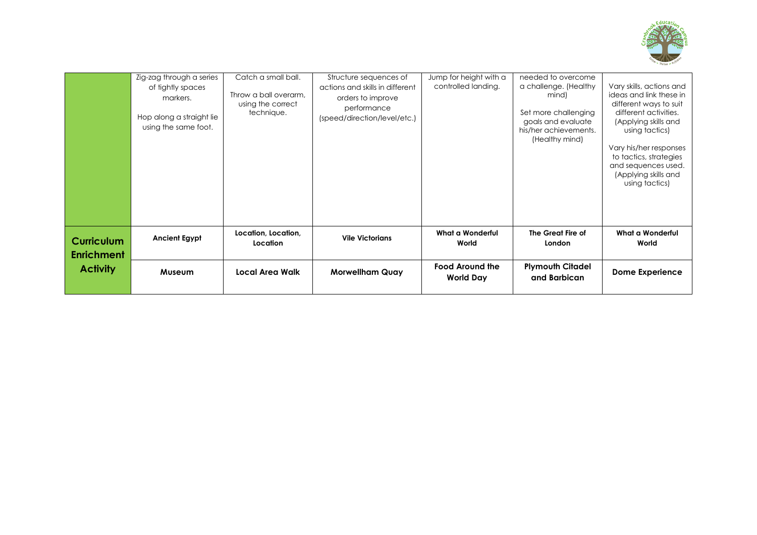| | | | | | | |
|---|---|---|---|---|---|---|
| | Zig-zag through a series of tightly spaces markers.<br><br>Hop along a straight lie using the same foot. | Catch a small ball.<br><br>Throw a ball overarm, using the correct technique. | Structure sequences of actions and skills in different orders to improve performance (speed/direction/level/etc.) | Jump for height with a controlled landing. | needed to overcome a challenge. (Healthy mind)<br><br>Set more challenging goals and evaluate his/her achievements. (Healthy mind) | Vary skills, actions and ideas and link these in different ways to suit different activities. (Applying skills and using tactics)<br><br>Vary his/her responses to tactics, strategies and sequences used. (Applying skills and using tactics) |
| **Curriculum Enrichment Activity** | **Ancient Egypt** | **Location, Location, Location** | **Vile Victorians** | **What a Wonderful World** | **The Great Fire of London** | **What a Wonderful World** |
| | **Museum** | **Local Area Walk** | **Morwellham Quay** | **Food Around the World Day** | **Plymouth Citadel and Barbican** | **Dome Experience** |